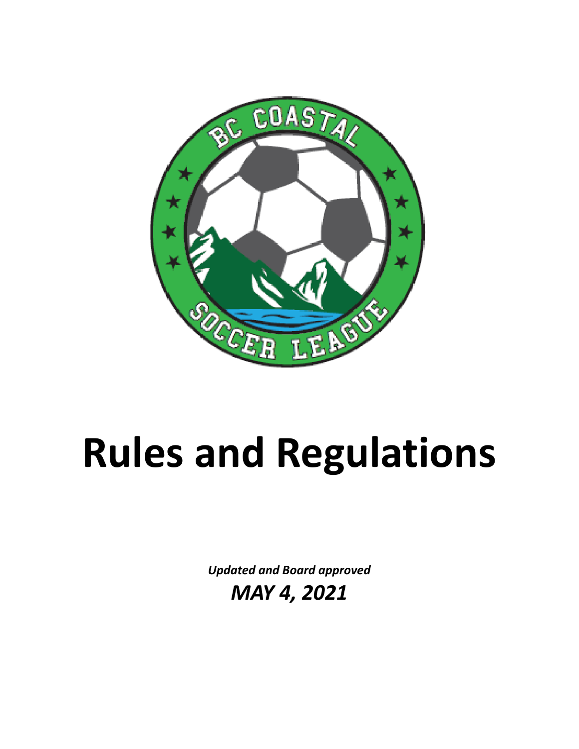# Rules and Regulations

***Updated and Board approved***

***MAY 4, 2021***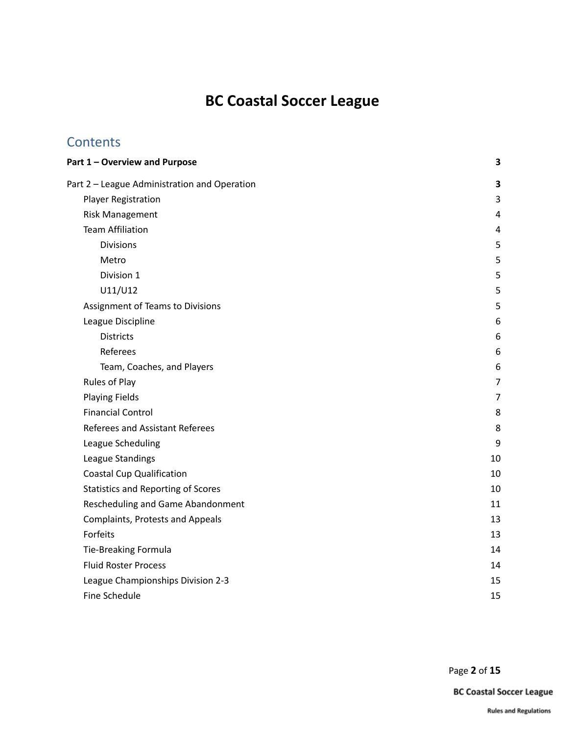# BC Coastal Soccer League

## Contents

**Part 1 – Overview and Purpose** 3

Part 2 – League Administration and Operation 3

- Player Registration 3
- Risk Management 4
- Team Affiliation 4
  - Divisions 5
  - Metro 5
  - Division 1 5
  - U11/U12 5
- Assignment of Teams to Divisions 5
- League Discipline 6
  - Districts 6
  - Referees 6
  - Team, Coaches, and Players 6
- Rules of Play 7
- Playing Fields 7
- Financial Control 8
- Referees and Assistant Referees 8
- League Scheduling 9
- League Standings 10
- Coastal Cup Qualification 10
- Statistics and Reporting of Scores 10
- Rescheduling and Game Abandonment 11
- Complaints, Protests and Appeals 13
- Forfeits 13
- Tie-Breaking Formula 14
- Fluid Roster Process 14
- League Championships Division 2-3 15
- Fine Schedule 15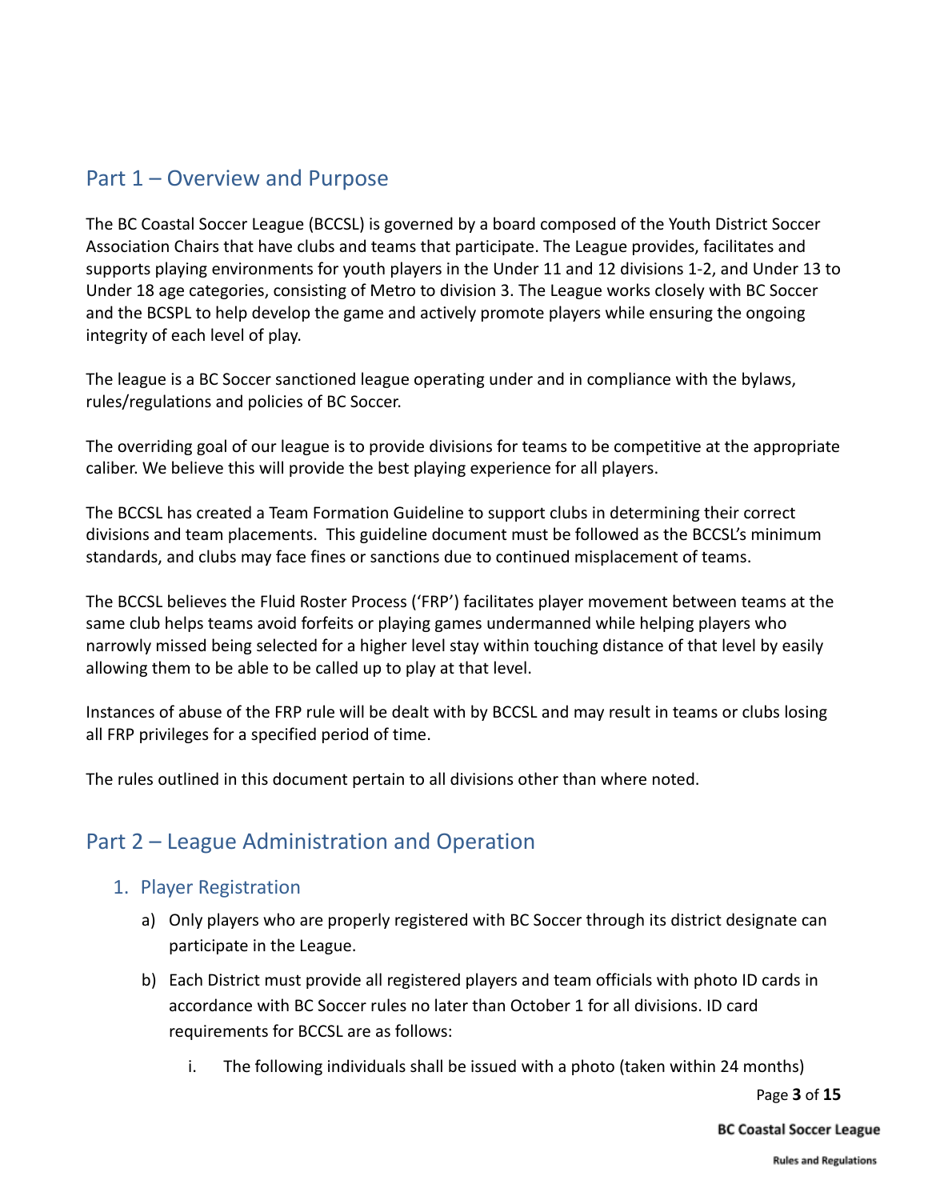## Part 1 – Overview and Purpose

The BC Coastal Soccer League (BCCSL) is governed by a board composed of the Youth District Soccer Association Chairs that have clubs and teams that participate. The League provides, facilitates and supports playing environments for youth players in the Under 11 and 12 divisions 1-2, and Under 13 to Under 18 age categories, consisting of Metro to division 3. The League works closely with BC Soccer and the BCSPL to help develop the game and actively promote players while ensuring the ongoing integrity of each level of play.

The league is a BC Soccer sanctioned league operating under and in compliance with the bylaws, rules/regulations and policies of BC Soccer.

The overriding goal of our league is to provide divisions for teams to be competitive at the appropriate caliber. We believe this will provide the best playing experience for all players.

The BCCSL has created a Team Formation Guideline to support clubs in determining their correct divisions and team placements. This guideline document must be followed as the BCCSL's minimum standards, and clubs may face fines or sanctions due to continued misplacement of teams.

The BCCSL believes the Fluid Roster Process ('FRP') facilitates player movement between teams at the same club helps teams avoid forfeits or playing games undermanned while helping players who narrowly missed being selected for a higher level stay within touching distance of that level by easily allowing them to be able to be called up to play at that level.

Instances of abuse of the FRP rule will be dealt with by BCCSL and may result in teams or clubs losing all FRP privileges for a specified period of time.

The rules outlined in this document pertain to all divisions other than where noted.

## Part 2 – League Administration and Operation

### 1. Player Registration

a) Only players who are properly registered with BC Soccer through its district designate can participate in the League.

b) Each District must provide all registered players and team officials with photo ID cards in accordance with BC Soccer rules no later than October 1 for all divisions. ID card requirements for BCCSL are as follows:

   i. The following individuals shall be issued with a photo (taken within 24 months)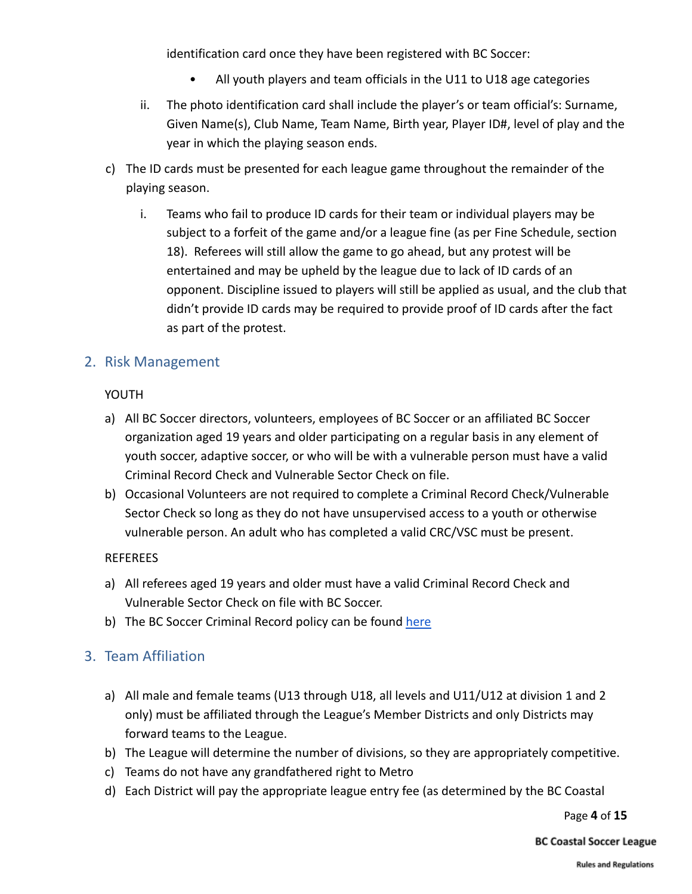identification card once they have been registered with BC Soccer:

- All youth players and team officials in the U11 to U18 age categories

ii. The photo identification card shall include the player's or team official's: Surname, Given Name(s), Club Name, Team Name, Birth year, Player ID#, level of play and the year in which the playing season ends.

c) The ID cards must be presented for each league game throughout the remainder of the playing season.

   i. Teams who fail to produce ID cards for their team or individual players may be subject to a forfeit of the game and/or a league fine (as per Fine Schedule, section 18). Referees will still allow the game to go ahead, but any protest will be entertained and may be upheld by the league due to lack of ID cards of an opponent. Discipline issued to players will still be applied as usual, and the club that didn't provide ID cards may be required to provide proof of ID cards after the fact as part of the protest.

## 2. Risk Management

YOUTH

a) All BC Soccer directors, volunteers, employees of BC Soccer or an affiliated BC Soccer organization aged 19 years and older participating on a regular basis in any element of youth soccer, adaptive soccer, or who will be with a vulnerable person must have a valid Criminal Record Check and Vulnerable Sector Check on file.
b) Occasional Volunteers are not required to complete a Criminal Record Check/Vulnerable Sector Check so long as they do not have unsupervised access to a youth or otherwise vulnerable person. An adult who has completed a valid CRC/VSC must be present.

REFEREES

a) All referees aged 19 years and older must have a valid Criminal Record Check and Vulnerable Sector Check on file with BC Soccer.
b) The BC Soccer Criminal Record policy can be found here

## 3. Team Affiliation

a) All male and female teams (U13 through U18, all levels and U11/U12 at division 1 and 2 only) must be affiliated through the League's Member Districts and only Districts may forward teams to the League.
b) The League will determine the number of divisions, so they are appropriately competitive.
c) Teams do not have any grandfathered right to Metro
d) Each District will pay the appropriate league entry fee (as determined by the BC Coastal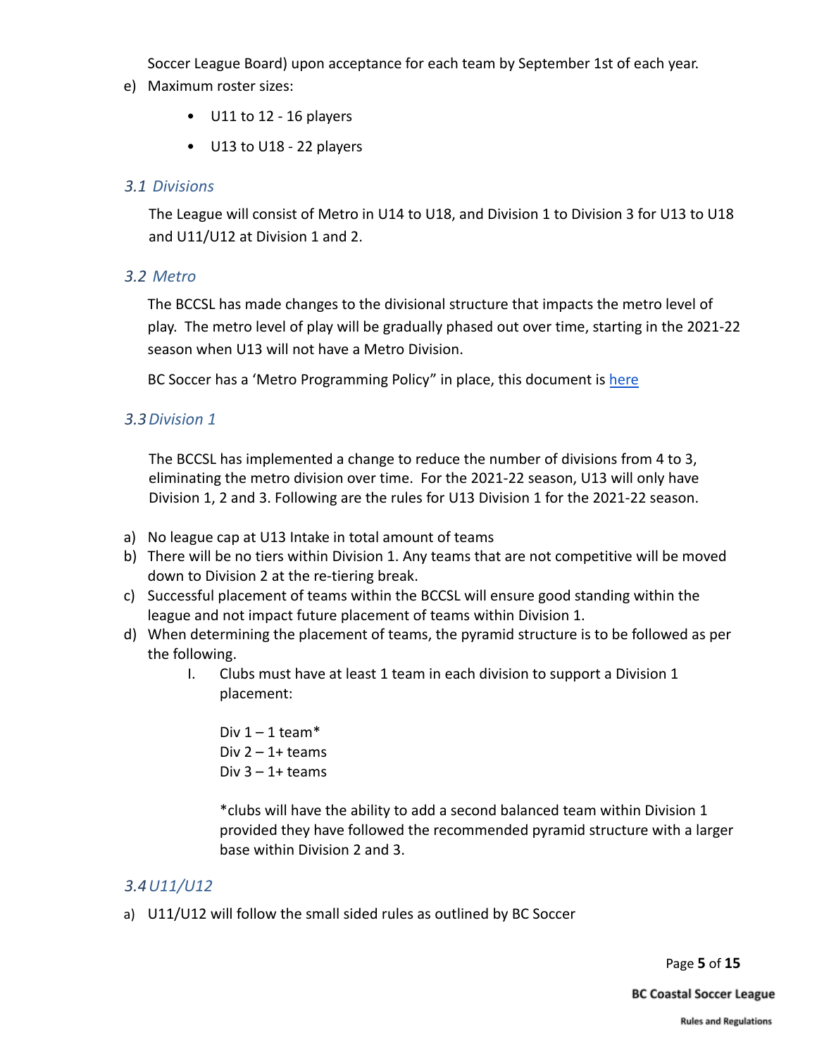Soccer League Board) upon acceptance for each team by September 1st of each year.

e) Maximum roster sizes:

- U11 to 12 - 16 players
- U13 to U18 - 22 players

### *3.1 Divisions*

The League will consist of Metro in U14 to U18, and Division 1 to Division 3 for U13 to U18 and U11/U12 at Division 1 and 2.

### *3.2 Metro*

The BCCSL has made changes to the divisional structure that impacts the metro level of play. The metro level of play will be gradually phased out over time, starting in the 2021-22 season when U13 will not have a Metro Division.

BC Soccer has a 'Metro Programming Policy" in place, this document is here

### *3.3 Division 1*

The BCCSL has implemented a change to reduce the number of divisions from 4 to 3, eliminating the metro division over time. For the 2021-22 season, U13 will only have Division 1, 2 and 3. Following are the rules for U13 Division 1 for the 2021-22 season.

a) No league cap at U13 Intake in total amount of teams
b) There will be no tiers within Division 1. Any teams that are not competitive will be moved down to Division 2 at the re-tiering break.
c) Successful placement of teams within the BCCSL will ensure good standing within the league and not impact future placement of teams within Division 1.
d) When determining the placement of teams, the pyramid structure is to be followed as per the following.
   I. Clubs must have at least 1 team in each division to support a Division 1 placement:

      Div 1 – 1 team*
      Div 2 – 1+ teams
      Div 3 – 1+ teams

      *clubs will have the ability to add a second balanced team within Division 1 provided they have followed the recommended pyramid structure with a larger base within Division 2 and 3.

### *3.4 U11/U12*

a) U11/U12 will follow the small sided rules as outlined by BC Soccer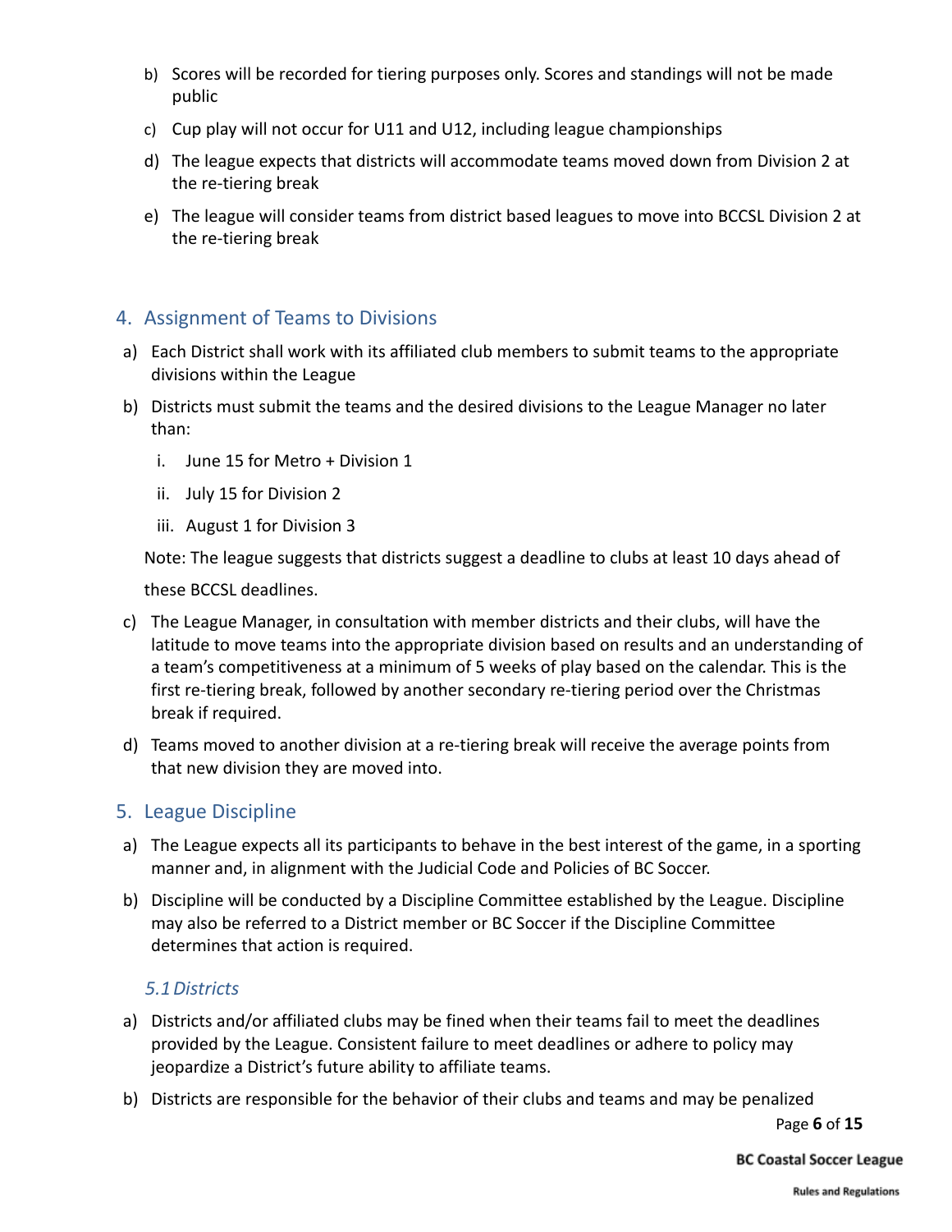b) Scores will be recorded for tiering purposes only. Scores and standings will not be made public

c) Cup play will not occur for U11 and U12, including league championships

d) The league expects that districts will accommodate teams moved down from Division 2 at the re-tiering break

e) The league will consider teams from district based leagues to move into BCCSL Division 2 at the re-tiering break

## 4. Assignment of Teams to Divisions

a) Each District shall work with its affiliated club members to submit teams to the appropriate divisions within the League

b) Districts must submit the teams and the desired divisions to the League Manager no later than:

   i. June 15 for Metro + Division 1

   ii. July 15 for Division 2

   iii. August 1 for Division 3

   Note: The league suggests that districts suggest a deadline to clubs at least 10 days ahead of these BCCSL deadlines.

c) The League Manager, in consultation with member districts and their clubs, will have the latitude to move teams into the appropriate division based on results and an understanding of a team's competitiveness at a minimum of 5 weeks of play based on the calendar. This is the first re-tiering break, followed by another secondary re-tiering period over the Christmas break if required.

d) Teams moved to another division at a re-tiering break will receive the average points from that new division they are moved into.

## 5. League Discipline

a) The League expects all its participants to behave in the best interest of the game, in a sporting manner and, in alignment with the Judicial Code and Policies of BC Soccer.

b) Discipline will be conducted by a Discipline Committee established by the League. Discipline may also be referred to a District member or BC Soccer if the Discipline Committee determines that action is required.

### *5.1 Districts*

a) Districts and/or affiliated clubs may be fined when their teams fail to meet the deadlines provided by the League. Consistent failure to meet deadlines or adhere to policy may jeopardize a District's future ability to affiliate teams.

b) Districts are responsible for the behavior of their clubs and teams and may be penalized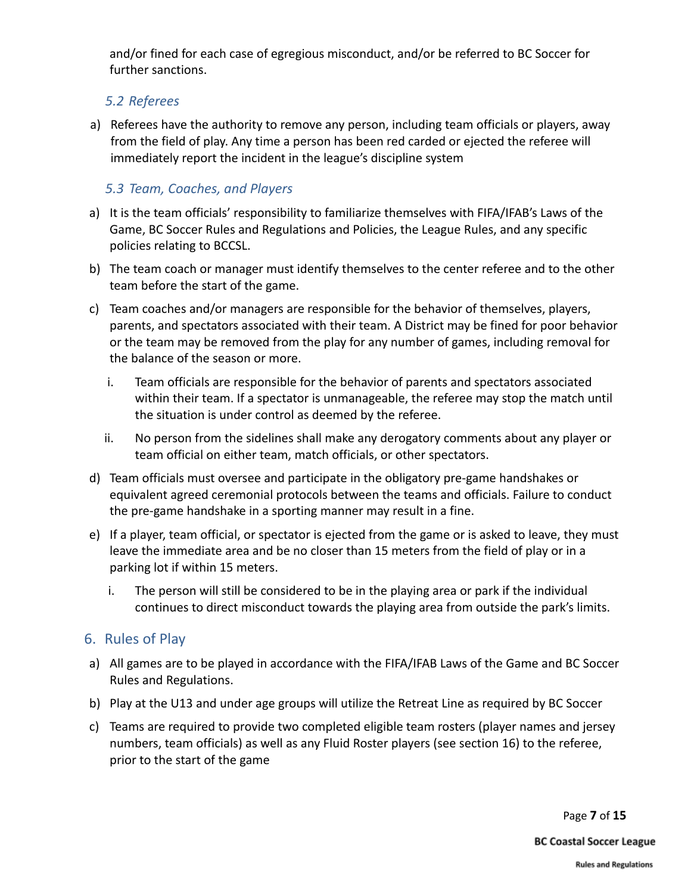and/or fined for each case of egregious misconduct, and/or be referred to BC Soccer for further sanctions.

### 5.2 Referees

a) Referees have the authority to remove any person, including team officials or players, away from the field of play. Any time a person has been red carded or ejected the referee will immediately report the incident in the league's discipline system

### 5.3 Team, Coaches, and Players

a) It is the team officials' responsibility to familiarize themselves with FIFA/IFAB's Laws of the Game, BC Soccer Rules and Regulations and Policies, the League Rules, and any specific policies relating to BCCSL.

b) The team coach or manager must identify themselves to the center referee and to the other team before the start of the game.

c) Team coaches and/or managers are responsible for the behavior of themselves, players, parents, and spectators associated with their team. A District may be fined for poor behavior or the team may be removed from the play for any number of games, including removal for the balance of the season or more.

   i. Team officials are responsible for the behavior of parents and spectators associated within their team. If a spectator is unmanageable, the referee may stop the match until the situation is under control as deemed by the referee.

   ii. No person from the sidelines shall make any derogatory comments about any player or team official on either team, match officials, or other spectators.

d) Team officials must oversee and participate in the obligatory pre-game handshakes or equivalent agreed ceremonial protocols between the teams and officials. Failure to conduct the pre-game handshake in a sporting manner may result in a fine.

e) If a player, team official, or spectator is ejected from the game or is asked to leave, they must leave the immediate area and be no closer than 15 meters from the field of play or in a parking lot if within 15 meters.

   i. The person will still be considered to be in the playing area or park if the individual continues to direct misconduct towards the playing area from outside the park's limits.

## 6. Rules of Play

a) All games are to be played in accordance with the FIFA/IFAB Laws of the Game and BC Soccer Rules and Regulations.

b) Play at the U13 and under age groups will utilize the Retreat Line as required by BC Soccer

c) Teams are required to provide two completed eligible team rosters (player names and jersey numbers, team officials) as well as any Fluid Roster players (see section 16) to the referee, prior to the start of the game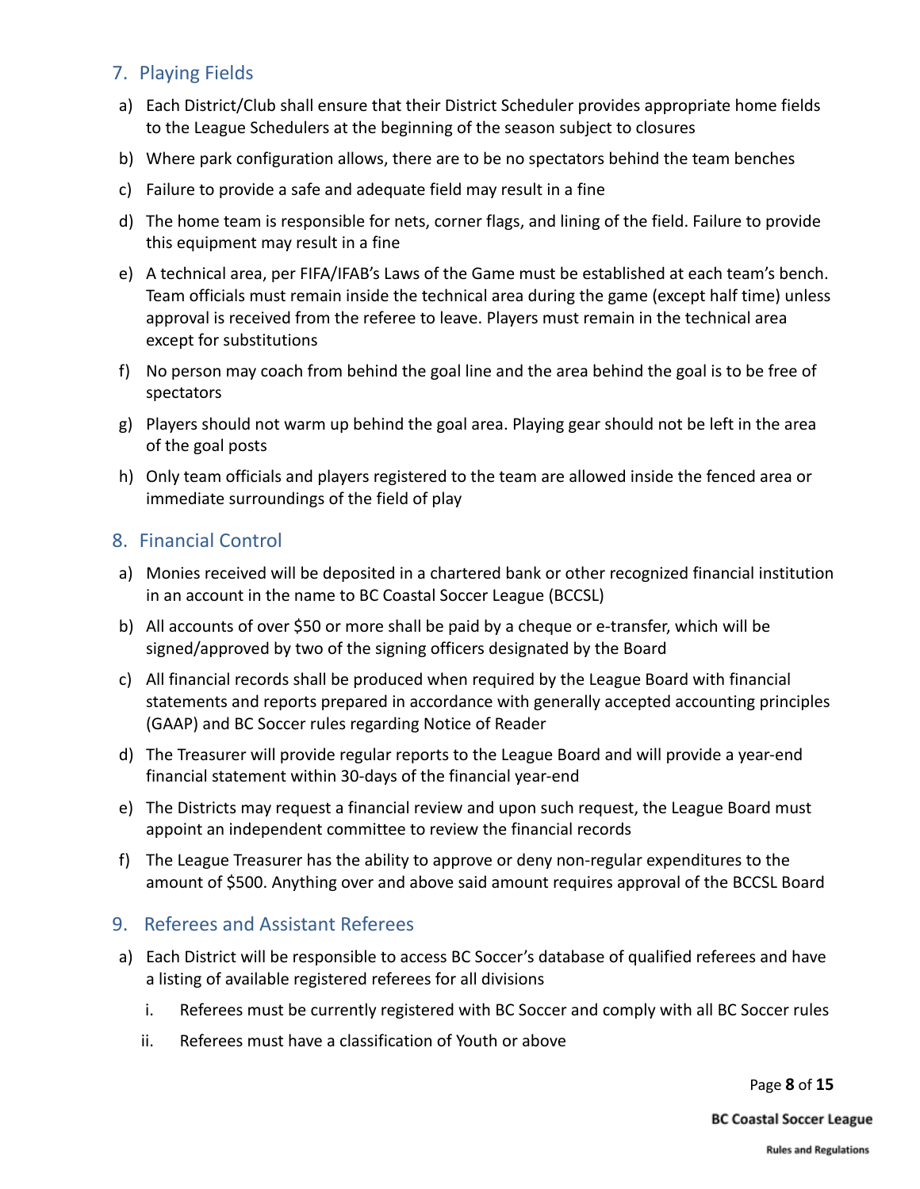## 7. Playing Fields

a) Each District/Club shall ensure that their District Scheduler provides appropriate home fields to the League Schedulers at the beginning of the season subject to closures

b) Where park configuration allows, there are to be no spectators behind the team benches

c) Failure to provide a safe and adequate field may result in a fine

d) The home team is responsible for nets, corner flags, and lining of the field. Failure to provide this equipment may result in a fine

e) A technical area, per FIFA/IFAB's Laws of the Game must be established at each team's bench. Team officials must remain inside the technical area during the game (except half time) unless approval is received from the referee to leave. Players must remain in the technical area except for substitutions

f) No person may coach from behind the goal line and the area behind the goal is to be free of spectators

g) Players should not warm up behind the goal area. Playing gear should not be left in the area of the goal posts

h) Only team officials and players registered to the team are allowed inside the fenced area or immediate surroundings of the field of play

## 8. Financial Control

a) Monies received will be deposited in a chartered bank or other recognized financial institution in an account in the name to BC Coastal Soccer League (BCCSL)

b) All accounts of over $50 or more shall be paid by a cheque or e-transfer, which will be signed/approved by two of the signing officers designated by the Board

c) All financial records shall be produced when required by the League Board with financial statements and reports prepared in accordance with generally accepted accounting principles (GAAP) and BC Soccer rules regarding Notice of Reader

d) The Treasurer will provide regular reports to the League Board and will provide a year-end financial statement within 30-days of the financial year-end

e) The Districts may request a financial review and upon such request, the League Board must appoint an independent committee to review the financial records

f) The League Treasurer has the ability to approve or deny non-regular expenditures to the amount of $500. Anything over and above said amount requires approval of the BCCSL Board

## 9. Referees and Assistant Referees

a) Each District will be responsible to access BC Soccer's database of qualified referees and have a listing of available registered referees for all divisions

   i. Referees must be currently registered with BC Soccer and comply with all BC Soccer rules

   ii. Referees must have a classification of Youth or above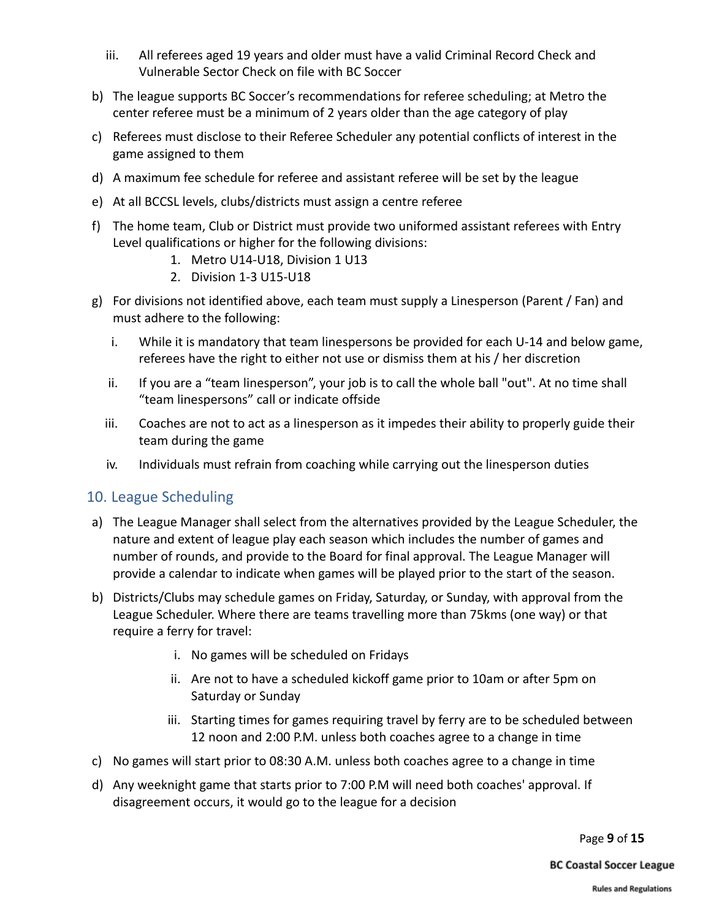iii. All referees aged 19 years and older must have a valid Criminal Record Check and Vulnerable Sector Check on file with BC Soccer

b) The league supports BC Soccer's recommendations for referee scheduling; at Metro the center referee must be a minimum of 2 years older than the age category of play

c) Referees must disclose to their Referee Scheduler any potential conflicts of interest in the game assigned to them

d) A maximum fee schedule for referee and assistant referee will be set by the league

e) At all BCCSL levels, clubs/districts must assign a centre referee

f) The home team, Club or District must provide two uniformed assistant referees with Entry Level qualifications or higher for the following divisions:
   1. Metro U14-U18, Division 1 U13
   2. Division 1-3 U15-U18

g) For divisions not identified above, each team must supply a Linesperson (Parent / Fan) and must adhere to the following:
   i. While it is mandatory that team linespersons be provided for each U-14 and below game, referees have the right to either not use or dismiss them at his / her discretion
   ii. If you are a "team linesperson", your job is to call the whole ball "out". At no time shall "team linespersons" call or indicate offside
   iii. Coaches are not to act as a linesperson as it impedes their ability to properly guide their team during the game
   iv. Individuals must refrain from coaching while carrying out the linesperson duties

## 10. League Scheduling

a) The League Manager shall select from the alternatives provided by the League Scheduler, the nature and extent of league play each season which includes the number of games and number of rounds, and provide to the Board for final approval. The League Manager will provide a calendar to indicate when games will be played prior to the start of the season.

b) Districts/Clubs may schedule games on Friday, Saturday, or Sunday, with approval from the League Scheduler. Where there are teams travelling more than 75kms (one way) or that require a ferry for travel:
   i. No games will be scheduled on Fridays
   ii. Are not to have a scheduled kickoff game prior to 10am or after 5pm on Saturday or Sunday
   iii. Starting times for games requiring travel by ferry are to be scheduled between 12 noon and 2:00 P.M. unless both coaches agree to a change in time

c) No games will start prior to 08:30 A.M. unless both coaches agree to a change in time

d) Any weeknight game that starts prior to 7:00 P.M will need both coaches' approval. If disagreement occurs, it would go to the league for a decision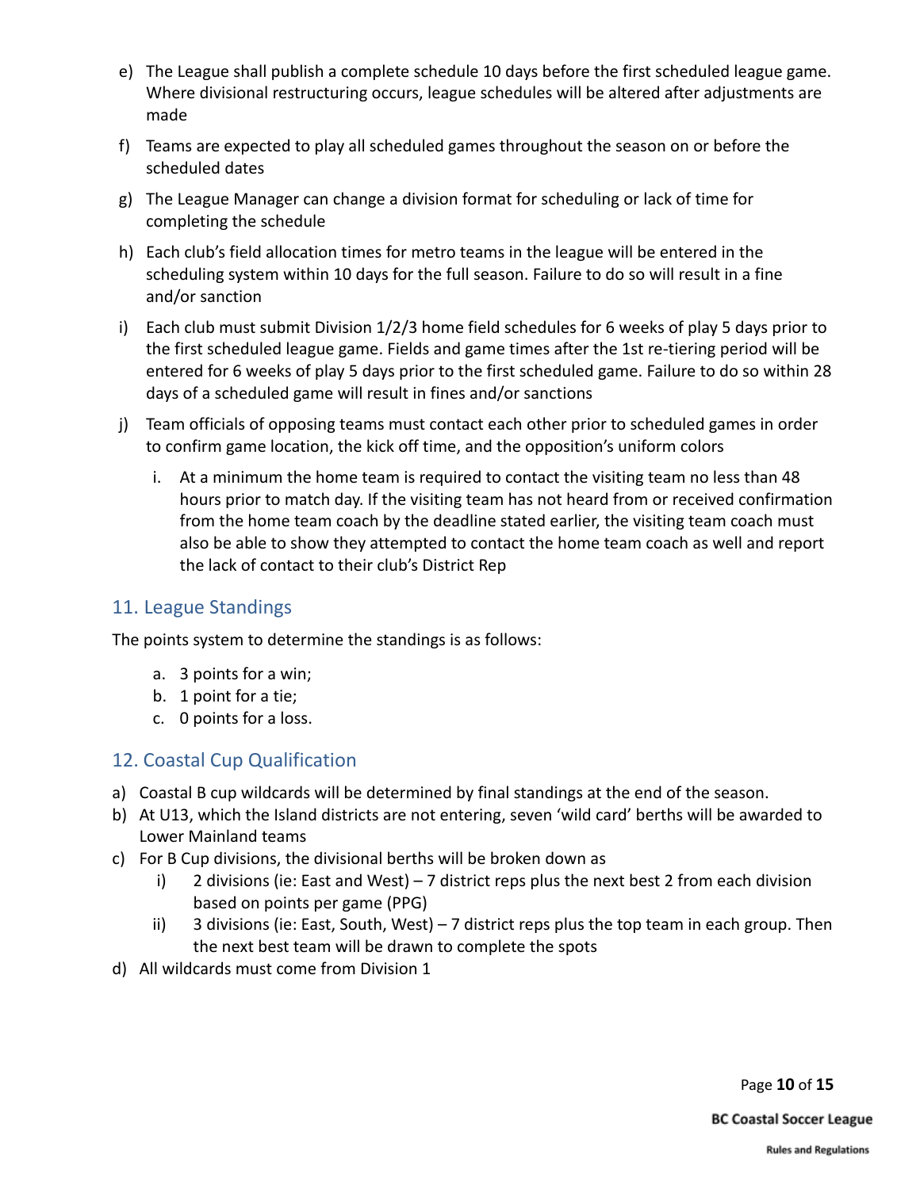e) The League shall publish a complete schedule 10 days before the first scheduled league game. Where divisional restructuring occurs, league schedules will be altered after adjustments are made

f) Teams are expected to play all scheduled games throughout the season on or before the scheduled dates

g) The League Manager can change a division format for scheduling or lack of time for completing the schedule

h) Each club's field allocation times for metro teams in the league will be entered in the scheduling system within 10 days for the full season. Failure to do so will result in a fine and/or sanction

i) Each club must submit Division 1/2/3 home field schedules for 6 weeks of play 5 days prior to the first scheduled league game. Fields and game times after the 1st re-tiering period will be entered for 6 weeks of play 5 days prior to the first scheduled game. Failure to do so within 28 days of a scheduled game will result in fines and/or sanctions

j) Team officials of opposing teams must contact each other prior to scheduled games in order to confirm game location, the kick off time, and the opposition's uniform colors

   i. At a minimum the home team is required to contact the visiting team no less than 48 hours prior to match day. If the visiting team has not heard from or received confirmation from the home team coach by the deadline stated earlier, the visiting team coach must also be able to show they attempted to contact the home team coach as well and report the lack of contact to their club's District Rep

## 11. League Standings

The points system to determine the standings is as follows:

a. 3 points for a win;
b. 1 point for a tie;
c. 0 points for a loss.

## 12. Coastal Cup Qualification

a) Coastal B cup wildcards will be determined by final standings at the end of the season.
b) At U13, which the Island districts are not entering, seven 'wild card' berths will be awarded to Lower Mainland teams
c) For B Cup divisions, the divisional berths will be broken down as
   i) 2 divisions (ie: East and West) – 7 district reps plus the next best 2 from each division based on points per game (PPG)
   ii) 3 divisions (ie: East, South, West) – 7 district reps plus the top team in each group. Then the next best team will be drawn to complete the spots
d) All wildcards must come from Division 1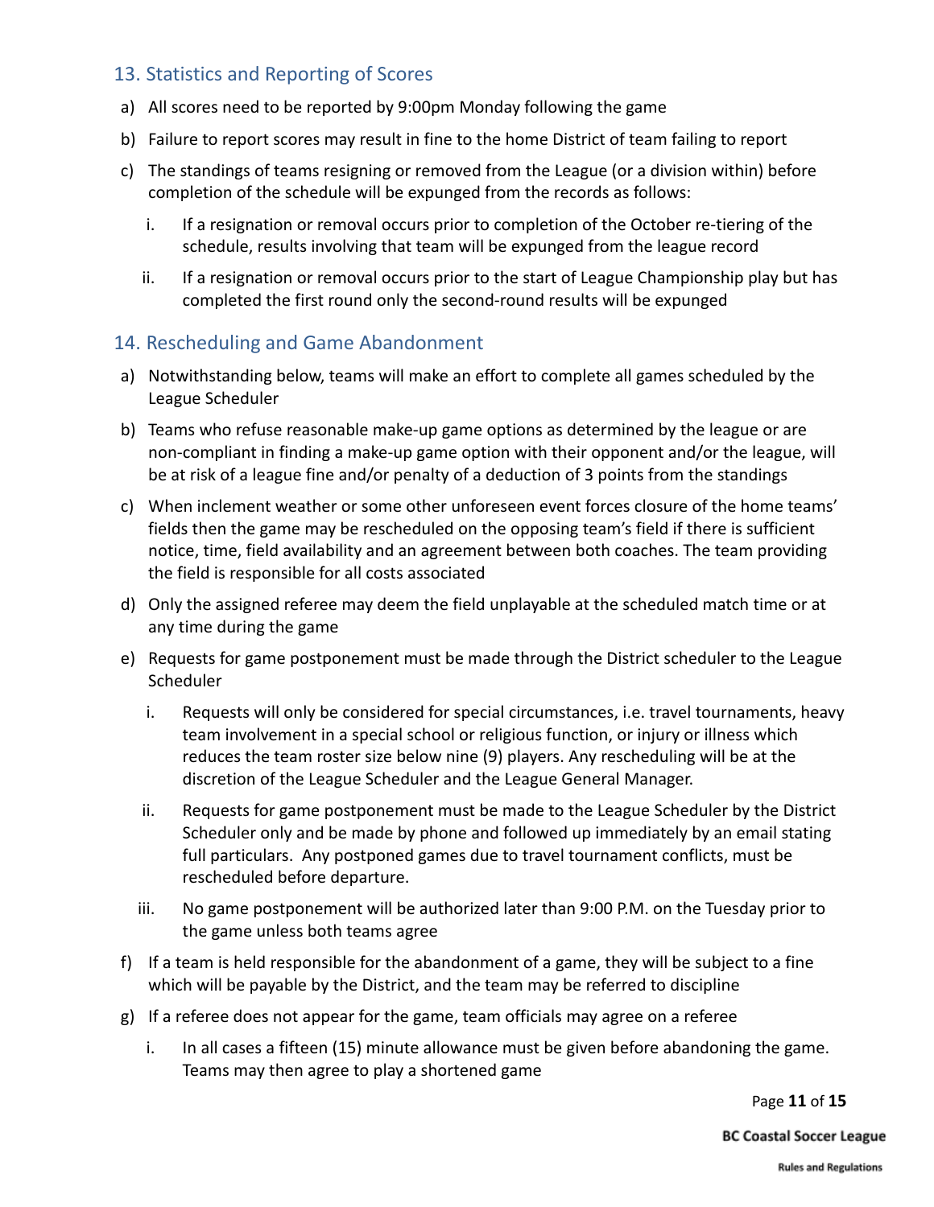## 13. Statistics and Reporting of Scores

a) All scores need to be reported by 9:00pm Monday following the game

b) Failure to report scores may result in fine to the home District of team failing to report

c) The standings of teams resigning or removed from the League (or a division within) before completion of the schedule will be expunged from the records as follows:

   i. If a resignation or removal occurs prior to completion of the October re-tiering of the schedule, results involving that team will be expunged from the league record

   ii. If a resignation or removal occurs prior to the start of League Championship play but has completed the first round only the second-round results will be expunged

## 14. Rescheduling and Game Abandonment

a) Notwithstanding below, teams will make an effort to complete all games scheduled by the League Scheduler

b) Teams who refuse reasonable make-up game options as determined by the league or are non-compliant in finding a make-up game option with their opponent and/or the league, will be at risk of a league fine and/or penalty of a deduction of 3 points from the standings

c) When inclement weather or some other unforeseen event forces closure of the home teams' fields then the game may be rescheduled on the opposing team's field if there is sufficient notice, time, field availability and an agreement between both coaches. The team providing the field is responsible for all costs associated

d) Only the assigned referee may deem the field unplayable at the scheduled match time or at any time during the game

e) Requests for game postponement must be made through the District scheduler to the League Scheduler

   i. Requests will only be considered for special circumstances, i.e. travel tournaments, heavy team involvement in a special school or religious function, or injury or illness which reduces the team roster size below nine (9) players. Any rescheduling will be at the discretion of the League Scheduler and the League General Manager.

   ii. Requests for game postponement must be made to the League Scheduler by the District Scheduler only and be made by phone and followed up immediately by an email stating full particulars. Any postponed games due to travel tournament conflicts, must be rescheduled before departure.

   iii. No game postponement will be authorized later than 9:00 P.M. on the Tuesday prior to the game unless both teams agree

f) If a team is held responsible for the abandonment of a game, they will be subject to a fine which will be payable by the District, and the team may be referred to discipline

g) If a referee does not appear for the game, team officials may agree on a referee

   i. In all cases a fifteen (15) minute allowance must be given before abandoning the game. Teams may then agree to play a shortened game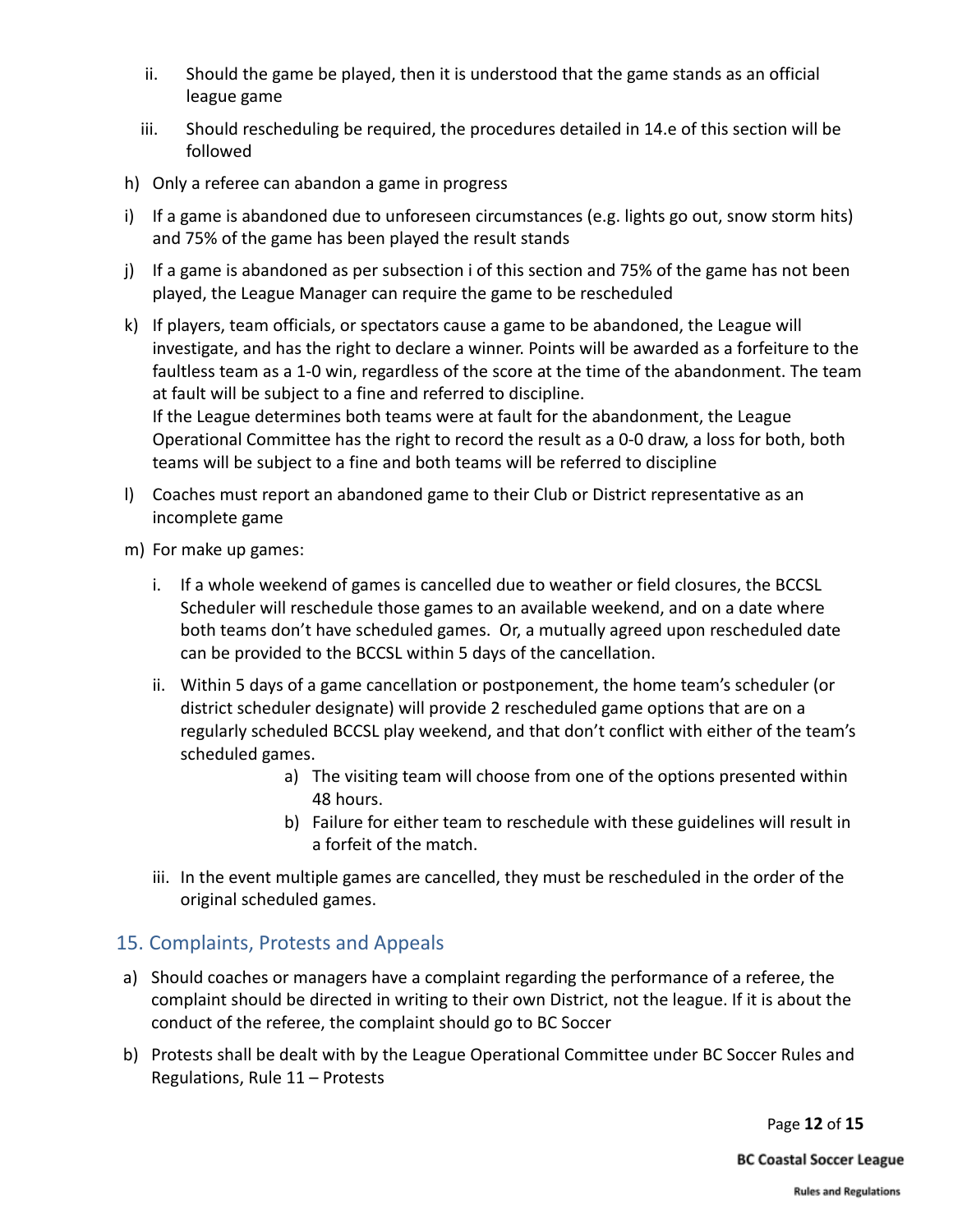ii. Should the game be played, then it is understood that the game stands as an official league game

   iii. Should rescheduling be required, the procedures detailed in 14.e of this section will be followed

h) Only a referee can abandon a game in progress

i) If a game is abandoned due to unforeseen circumstances (e.g. lights go out, snow storm hits) and 75% of the game has been played the result stands

j) If a game is abandoned as per subsection i of this section and 75% of the game has not been played, the League Manager can require the game to be rescheduled

k) If players, team officials, or spectators cause a game to be abandoned, the League will investigate, and has the right to declare a winner. Points will be awarded as a forfeiture to the faultless team as a 1-0 win, regardless of the score at the time of the abandonment. The team at fault will be subject to a fine and referred to discipline.
   If the League determines both teams were at fault for the abandonment, the League Operational Committee has the right to record the result as a 0-0 draw, a loss for both, both teams will be subject to a fine and both teams will be referred to discipline

l) Coaches must report an abandoned game to their Club or District representative as an incomplete game

m) For make up games:

   i. If a whole weekend of games is cancelled due to weather or field closures, the BCCSL Scheduler will reschedule those games to an available weekend, and on a date where both teams don't have scheduled games. Or, a mutually agreed upon rescheduled date can be provided to the BCCSL within 5 days of the cancellation.

   ii. Within 5 days of a game cancellation or postponement, the home team's scheduler (or district scheduler designate) will provide 2 rescheduled game options that are on a regularly scheduled BCCSL play weekend, and that don't conflict with either of the team's scheduled games.

      a) The visiting team will choose from one of the options presented within 48 hours.

      b) Failure for either team to reschedule with these guidelines will result in a forfeit of the match.

   iii. In the event multiple games are cancelled, they must be rescheduled in the order of the original scheduled games.

## 15. Complaints, Protests and Appeals

a) Should coaches or managers have a complaint regarding the performance of a referee, the complaint should be directed in writing to their own District, not the league. If it is about the conduct of the referee, the complaint should go to BC Soccer

b) Protests shall be dealt with by the League Operational Committee under BC Soccer Rules and Regulations, Rule 11 – Protests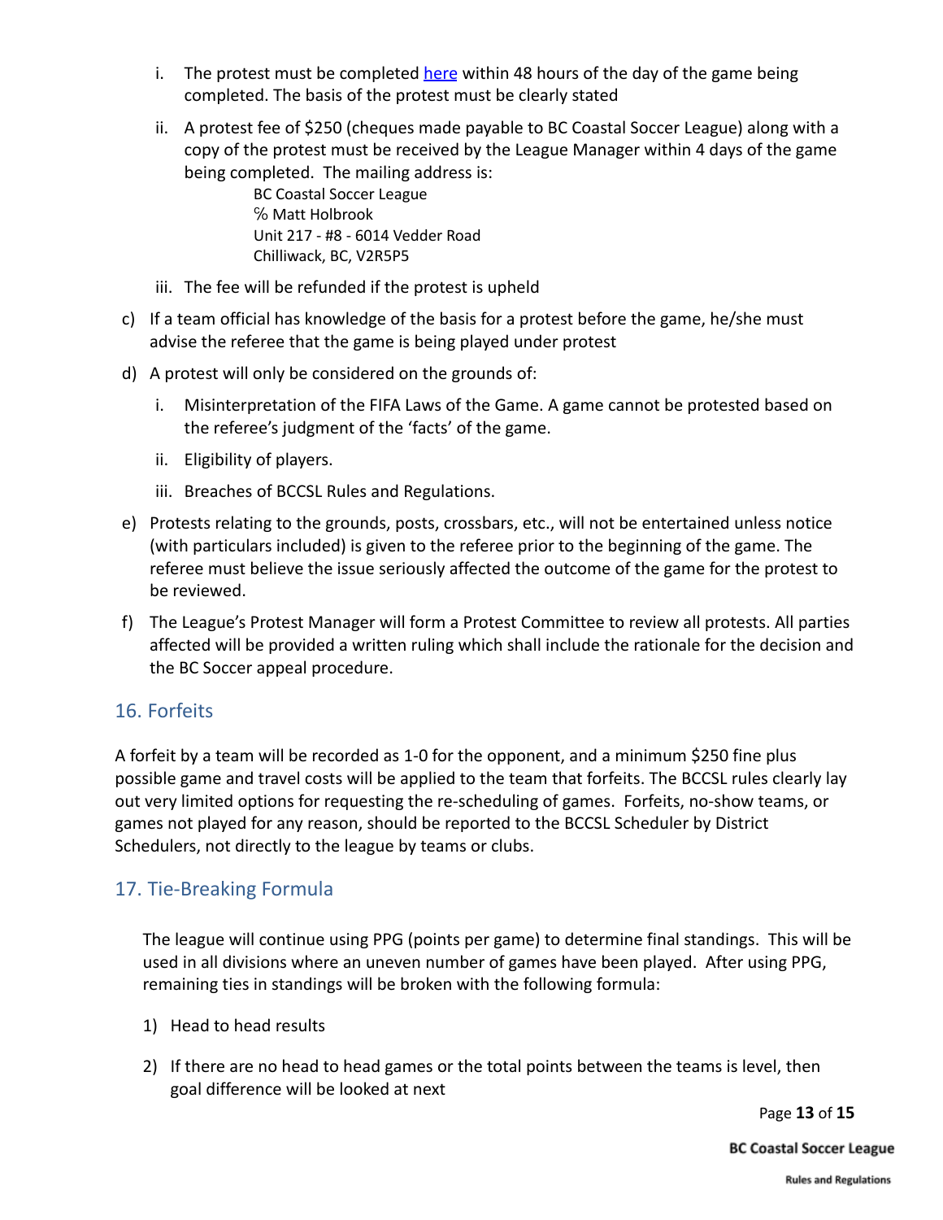i. The protest must be completed here within 48 hours of the day of the game being completed. The basis of the protest must be clearly stated

ii. A protest fee of $250 (cheques made payable to BC Coastal Soccer League) along with a copy of the protest must be received by the League Manager within 4 days of the game being completed. The mailing address is:

    BC Coastal Soccer League
    ℅ Matt Holbrook
    Unit 217 - #8 - 6014 Vedder Road
    Chilliwack, BC, V2R5P5

iii. The fee will be refunded if the protest is upheld

c) If a team official has knowledge of the basis for a protest before the game, he/she must advise the referee that the game is being played under protest

d) A protest will only be considered on the grounds of:

   i. Misinterpretation of the FIFA Laws of the Game. A game cannot be protested based on the referee's judgment of the 'facts' of the game.

   ii. Eligibility of players.

   iii. Breaches of BCCSL Rules and Regulations.

e) Protests relating to the grounds, posts, crossbars, etc., will not be entertained unless notice (with particulars included) is given to the referee prior to the beginning of the game. The referee must believe the issue seriously affected the outcome of the game for the protest to be reviewed.

f) The League's Protest Manager will form a Protest Committee to review all protests. All parties affected will be provided a written ruling which shall include the rationale for the decision and the BC Soccer appeal procedure.

## 16. Forfeits

A forfeit by a team will be recorded as 1-0 for the opponent, and a minimum $250 fine plus possible game and travel costs will be applied to the team that forfeits. The BCCSL rules clearly lay out very limited options for requesting the re-scheduling of games. Forfeits, no-show teams, or games not played for any reason, should be reported to the BCCSL Scheduler by District Schedulers, not directly to the league by teams or clubs.

## 17. Tie-Breaking Formula

The league will continue using PPG (points per game) to determine final standings. This will be used in all divisions where an uneven number of games have been played. After using PPG, remaining ties in standings will be broken with the following formula:

1) Head to head results

2) If there are no head to head games or the total points between the teams is level, then goal difference will be looked at next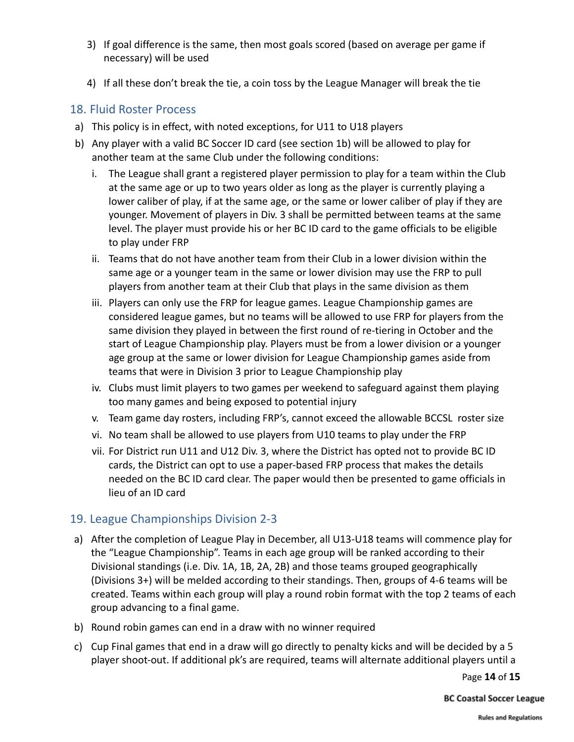3) If goal difference is the same, then most goals scored (based on average per game if necessary) will be used

4) If all these don't break the tie, a coin toss by the League Manager will break the tie

## 18. Fluid Roster Process

a) This policy is in effect, with noted exceptions, for U11 to U18 players

b) Any player with a valid BC Soccer ID card (see section 1b) will be allowed to play for another team at the same Club under the following conditions:

   i. The League shall grant a registered player permission to play for a team within the Club at the same age or up to two years older as long as the player is currently playing a lower caliber of play, if at the same age, or the same or lower caliber of play if they are younger. Movement of players in Div. 3 shall be permitted between teams at the same level. The player must provide his or her BC ID card to the game officials to be eligible to play under FRP

   ii. Teams that do not have another team from their Club in a lower division within the same age or a younger team in the same or lower division may use the FRP to pull players from another team at their Club that plays in the same division as them

   iii. Players can only use the FRP for league games. League Championship games are considered league games, but no teams will be allowed to use FRP for players from the same division they played in between the first round of re-tiering in October and the start of League Championship play. Players must be from a lower division or a younger age group at the same or lower division for League Championship games aside from teams that were in Division 3 prior to League Championship play

   iv. Clubs must limit players to two games per weekend to safeguard against them playing too many games and being exposed to potential injury

   v. Team game day rosters, including FRP's, cannot exceed the allowable BCCSL roster size

   vi. No team shall be allowed to use players from U10 teams to play under the FRP

   vii. For District run U11 and U12 Div. 3, where the District has opted not to provide BC ID cards, the District can opt to use a paper-based FRP process that makes the details needed on the BC ID card clear. The paper would then be presented to game officials in lieu of an ID card

## 19. League Championships Division 2-3

a) After the completion of League Play in December, all U13-U18 teams will commence play for the "League Championship". Teams in each age group will be ranked according to their Divisional standings (i.e. Div. 1A, 1B, 2A, 2B) and those teams grouped geographically (Divisions 3+) will be melded according to their standings. Then, groups of 4-6 teams will be created. Teams within each group will play a round robin format with the top 2 teams of each group advancing to a final game.

b) Round robin games can end in a draw with no winner required

c) Cup Final games that end in a draw will go directly to penalty kicks and will be decided by a 5 player shoot-out. If additional pk's are required, teams will alternate additional players until a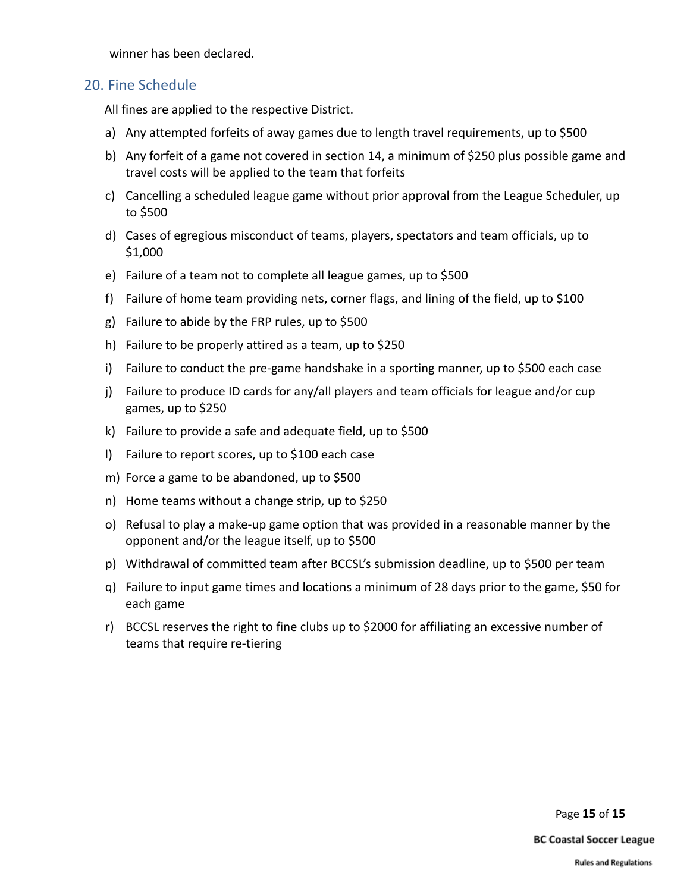winner has been declared.

## 20. Fine Schedule

All fines are applied to the respective District.

a) Any attempted forfeits of away games due to length travel requirements, up to $500

b) Any forfeit of a game not covered in section 14, a minimum of $250 plus possible game and travel costs will be applied to the team that forfeits

c) Cancelling a scheduled league game without prior approval from the League Scheduler, up to $500

d) Cases of egregious misconduct of teams, players, spectators and team officials, up to $1,000

e) Failure of a team not to complete all league games, up to $500

f) Failure of home team providing nets, corner flags, and lining of the field, up to $100

g) Failure to abide by the FRP rules, up to $500

h) Failure to be properly attired as a team, up to $250

i) Failure to conduct the pre-game handshake in a sporting manner, up to $500 each case

j) Failure to produce ID cards for any/all players and team officials for league and/or cup games, up to $250

k) Failure to provide a safe and adequate field, up to $500

l) Failure to report scores, up to $100 each case

m) Force a game to be abandoned, up to $500

n) Home teams without a change strip, up to $250

o) Refusal to play a make-up game option that was provided in a reasonable manner by the opponent and/or the league itself, up to $500

p) Withdrawal of committed team after BCCSL's submission deadline, up to $500 per team

q) Failure to input game times and locations a minimum of 28 days prior to the game, $50 for each game

r) BCCSL reserves the right to fine clubs up to $2000 for affiliating an excessive number of teams that require re-tiering